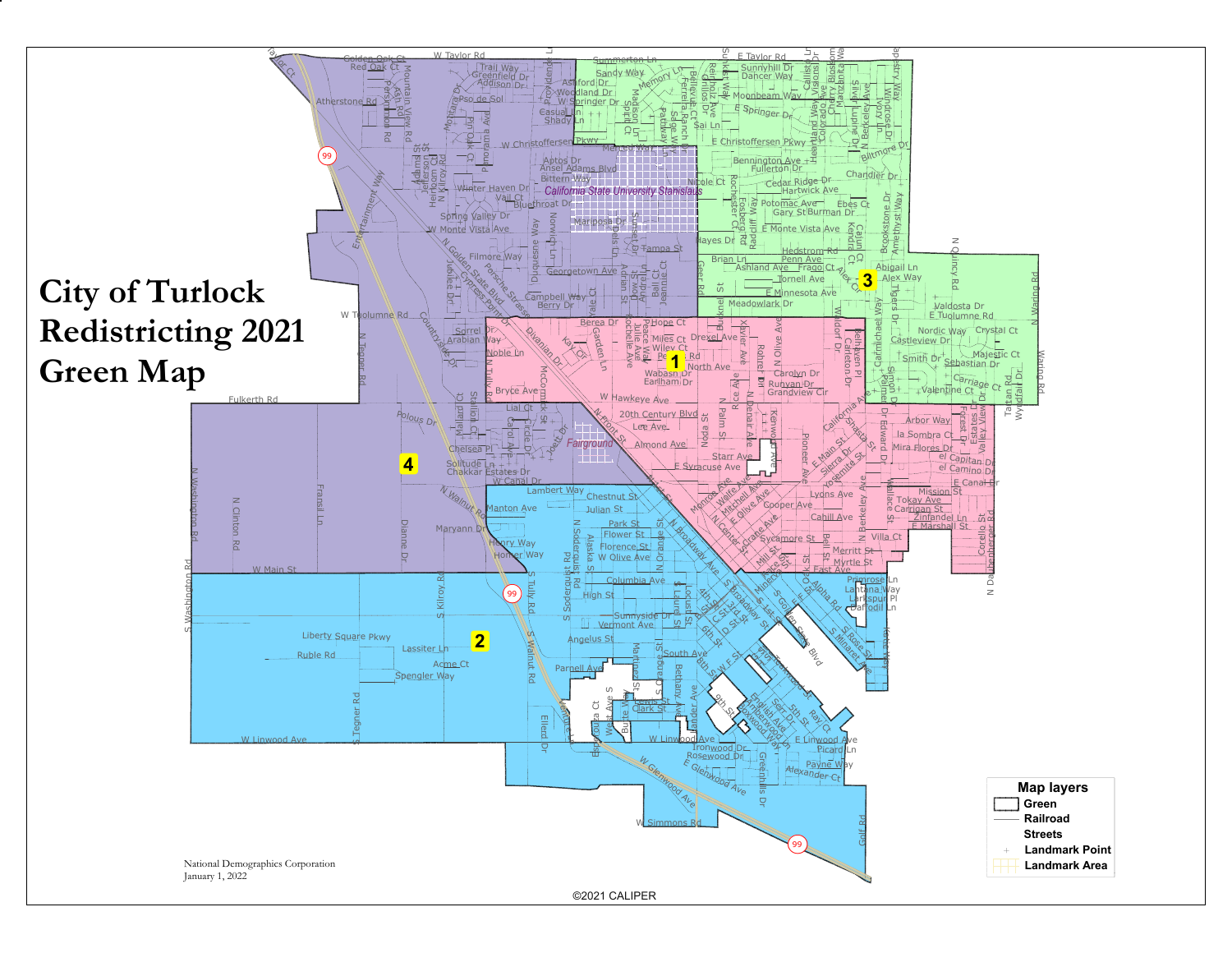# City of Turlock Redistricting 2021 Green Map

Map layers

- Green
- Railroad
- Streets
- Landmark Point
- Landmark Area

National Demographics Corporation
January 1, 2022

©2021 CALIPER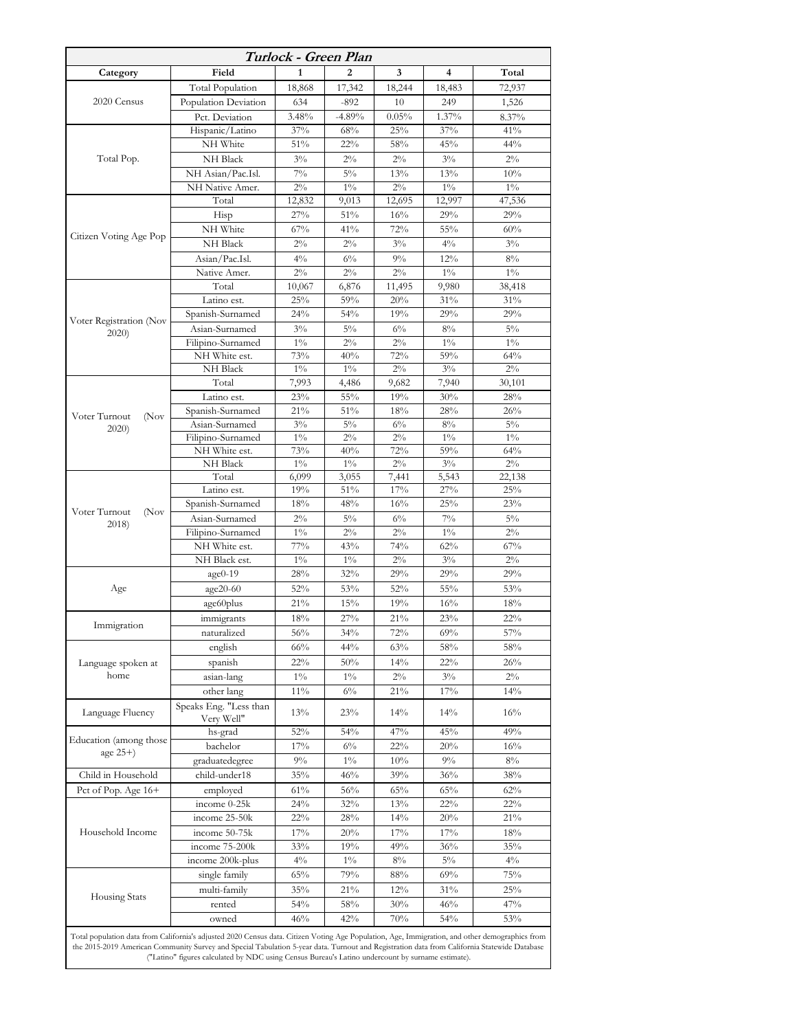## *Turlock - Green Plan*

| Category | Field | 1 | 2 | 3 | 4 | Total |
|---|---|---|---|---|---|---|
| 2020 Census | Total Population | 18,868 | 17,342 | 18,244 | 18,483 | 72,937 |
| | Population Deviation | 634 | -892 | 10 | 249 | 1,526 |
| | Pct. Deviation | 3.48% | -4.89% | 0.05% | 1.37% | 8.37% |
| Total Pop. | Hispanic/Latino | 37% | 68% | 25% | 37% | 41% |
| | NH White | 51% | 22% | 58% | 45% | 44% |
| | NH Black | 3% | 2% | 2% | 3% | 2% |
| | NH Asian/Pac.Isl. | 7% | 5% | 13% | 13% | 10% |
| | NH Native Amer. | 2% | 1% | 2% | 1% | 1% |
| Citizen Voting Age Pop | Total | 12,832 | 9,013 | 12,695 | 12,997 | 47,536 |
| | Hisp | 27% | 51% | 16% | 29% | 29% |
| | NH White | 67% | 41% | 72% | 55% | 60% |
| | NH Black | 2% | 2% | 3% | 4% | 3% |
| | Asian/Pac.Isl. | 4% | 6% | 9% | 12% | 8% |
| | Native Amer. | 2% | 2% | 2% | 1% | 1% |
| Voter Registration (Nov 2020) | Total | 10,067 | 6,876 | 11,495 | 9,980 | 38,418 |
| | Latino est. | 25% | 59% | 20% | 31% | 31% |
| | Spanish-Surnamed | 24% | 54% | 19% | 29% | 29% |
| | Asian-Surnamed | 3% | 5% | 6% | 8% | 5% |
| | Filipino-Surnamed | 1% | 2% | 2% | 1% | 1% |
| | NH White est. | 73% | 40% | 72% | 59% | 64% |
| | NH Black | 1% | 1% | 2% | 3% | 2% |
| Voter Turnout (Nov 2020) | Total | 7,993 | 4,486 | 9,682 | 7,940 | 30,101 |
| | Latino est. | 23% | 55% | 19% | 30% | 28% |
| | Spanish-Surnamed | 21% | 51% | 18% | 28% | 26% |
| | Asian-Surnamed | 3% | 5% | 6% | 8% | 5% |
| | Filipino-Surnamed | 1% | 2% | 2% | 1% | 1% |
| | NH White est. | 73% | 40% | 72% | 59% | 64% |
| | NH Black | 1% | 1% | 2% | 3% | 2% |
| Voter Turnout (Nov 2018) | Total | 6,099 | 3,055 | 7,441 | 5,543 | 22,138 |
| | Latino est. | 19% | 51% | 17% | 27% | 25% |
| | Spanish-Surnamed | 18% | 48% | 16% | 25% | 23% |
| | Asian-Surnamed | 2% | 5% | 6% | 7% | 5% |
| | Filipino-Surnamed | 1% | 2% | 2% | 1% | 2% |
| | NH White est. | 77% | 43% | 74% | 62% | 67% |
| | NH Black est. | 1% | 1% | 2% | 3% | 2% |
| Age | age0-19 | 28% | 32% | 29% | 29% | 29% |
| | age20-60 | 52% | 53% | 52% | 55% | 53% |
| | age60plus | 21% | 15% | 19% | 16% | 18% |
| Immigration | immigrants | 18% | 27% | 21% | 23% | 22% |
| | naturalized | 56% | 34% | 72% | 69% | 57% |
| Language spoken at home | english | 66% | 44% | 63% | 58% | 58% |
| | spanish | 22% | 50% | 14% | 22% | 26% |
| | asian-lang | 1% | 1% | 2% | 3% | 2% |
| | other lang | 11% | 6% | 21% | 17% | 14% |
| Language Fluency | Speaks Eng. "Less than Very Well" | 13% | 23% | 14% | 14% | 16% |
| Education (among those age 25+) | hs-grad | 52% | 54% | 47% | 45% | 49% |
| | bachelor | 17% | 6% | 22% | 20% | 16% |
| | graduatedegree | 9% | 1% | 10% | 9% | 8% |
| Child in Household | child-under18 | 35% | 46% | 39% | 36% | 38% |
| Pct of Pop. Age 16+ | employed | 61% | 56% | 65% | 65% | 62% |
| Household Income | income 0-25k | 24% | 32% | 13% | 22% | 22% |
| | income 25-50k | 22% | 28% | 14% | 20% | 21% |
| | income 50-75k | 17% | 20% | 17% | 17% | 18% |
| | income 75-200k | 33% | 19% | 49% | 36% | 35% |
| | income 200k-plus | 4% | 1% | 8% | 5% | 4% |
| Housing Stats | single family | 65% | 79% | 88% | 69% | 75% |
| | multi-family | 35% | 21% | 12% | 31% | 25% |
| | rented | 54% | 58% | 30% | 46% | 47% |
| | owned | 46% | 42% | 70% | 54% | 53% |

Total population data from California's adjusted 2020 Census data. Citizen Voting Age Population, Age, Immigration, and other demographics from the 2015-2019 American Community Survey and Special Tabulation 5-year data. Turnout and Registration data from California Statewide Database ("Latino" figures calculated by NDC using Census Bureau's Latino undercount by surname estimate).